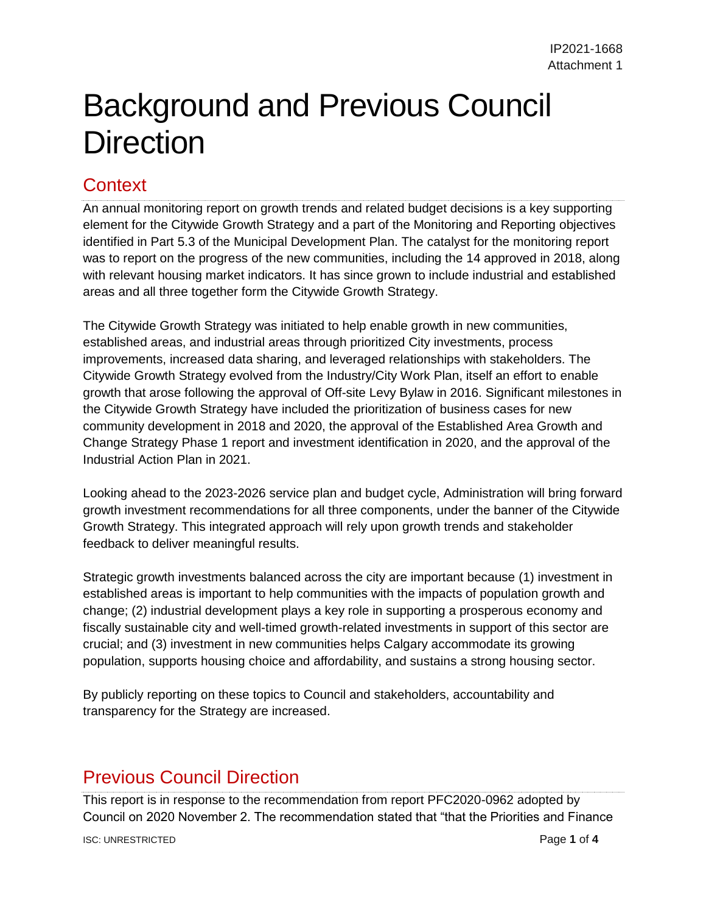IP2021-1668
Attachment 1

# Background and Previous Council Direction

## Context

An annual monitoring report on growth trends and related budget decisions is a key supporting element for the Citywide Growth Strategy and a part of the Monitoring and Reporting objectives identified in Part 5.3 of the Municipal Development Plan. The catalyst for the monitoring report was to report on the progress of the new communities, including the 14 approved in 2018, along with relevant housing market indicators. It has since grown to include industrial and established areas and all three together form the Citywide Growth Strategy.

The Citywide Growth Strategy was initiated to help enable growth in new communities, established areas, and industrial areas through prioritized City investments, process improvements, increased data sharing, and leveraged relationships with stakeholders. The Citywide Growth Strategy evolved from the Industry/City Work Plan, itself an effort to enable growth that arose following the approval of Off-site Levy Bylaw in 2016. Significant milestones in the Citywide Growth Strategy have included the prioritization of business cases for new community development in 2018 and 2020, the approval of the Established Area Growth and Change Strategy Phase 1 report and investment identification in 2020, and the approval of the Industrial Action Plan in 2021.

Looking ahead to the 2023-2026 service plan and budget cycle, Administration will bring forward growth investment recommendations for all three components, under the banner of the Citywide Growth Strategy. This integrated approach will rely upon growth trends and stakeholder feedback to deliver meaningful results.

Strategic growth investments balanced across the city are important because (1) investment in established areas is important to help communities with the impacts of population growth and change; (2) industrial development plays a key role in supporting a prosperous economy and fiscally sustainable city and well-timed growth-related investments in support of this sector are crucial; and (3) investment in new communities helps Calgary accommodate its growing population, supports housing choice and affordability, and sustains a strong housing sector.

By publicly reporting on these topics to Council and stakeholders, accountability and transparency for the Strategy are increased.

## Previous Council Direction

This report is in response to the recommendation from report PFC2020-0962 adopted by Council on 2020 November 2. The recommendation stated that "that the Priorities and Finance

ISC: UNRESTRICTED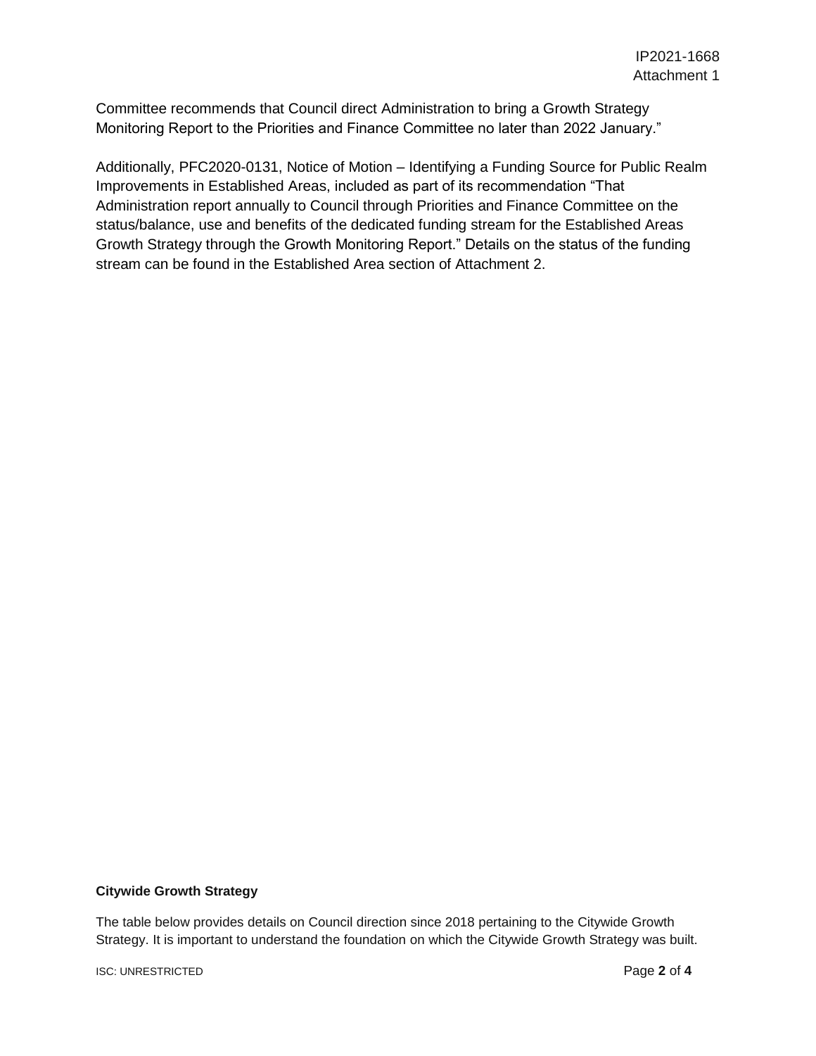Committee recommends that Council direct Administration to bring a Growth Strategy Monitoring Report to the Priorities and Finance Committee no later than 2022 January."

Additionally, PFC2020-0131, Notice of Motion – Identifying a Funding Source for Public Realm Improvements in Established Areas, included as part of its recommendation "That Administration report annually to Council through Priorities and Finance Committee on the status/balance, use and benefits of the dedicated funding stream for the Established Areas Growth Strategy through the Growth Monitoring Report." Details on the status of the funding stream can be found in the Established Area section of Attachment 2.

**Citywide Growth Strategy**

The table below provides details on Council direction since 2018 pertaining to the Citywide Growth Strategy. It is important to understand the foundation on which the Citywide Growth Strategy was built.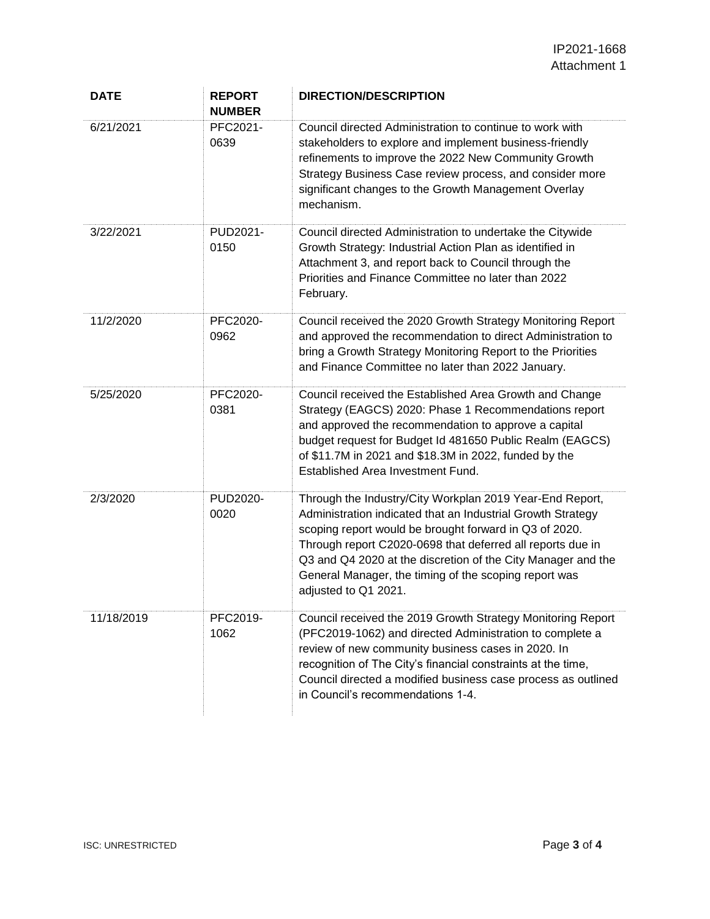| DATE | REPORT NUMBER | DIRECTION/DESCRIPTION |
|---|---|---|
| 6/21/2021 | PFC2021-0639 | Council directed Administration to continue to work with stakeholders to explore and implement business-friendly refinements to improve the 2022 New Community Growth Strategy Business Case review process, and consider more significant changes to the Growth Management Overlay mechanism. |
| 3/22/2021 | PUD2021-0150 | Council directed Administration to undertake the Citywide Growth Strategy: Industrial Action Plan as identified in Attachment 3, and report back to Council through the Priorities and Finance Committee no later than 2022 February. |
| 11/2/2020 | PFC2020-0962 | Council received the 2020 Growth Strategy Monitoring Report and approved the recommendation to direct Administration to bring a Growth Strategy Monitoring Report to the Priorities and Finance Committee no later than 2022 January. |
| 5/25/2020 | PFC2020-0381 | Council received the Established Area Growth and Change Strategy (EAGCS) 2020: Phase 1 Recommendations report and approved the recommendation to approve a capital budget request for Budget Id 481650 Public Realm (EAGCS) of $11.7M in 2021 and $18.3M in 2022, funded by the Established Area Investment Fund. |
| 2/3/2020 | PUD2020-0020 | Through the Industry/City Workplan 2019 Year-End Report, Administration indicated that an Industrial Growth Strategy scoping report would be brought forward in Q3 of 2020. Through report C2020-0698 that deferred all reports due in Q3 and Q4 2020 at the discretion of the City Manager and the General Manager, the timing of the scoping report was adjusted to Q1 2021. |
| 11/18/2019 | PFC2019-1062 | Council received the 2019 Growth Strategy Monitoring Report (PFC2019-1062) and directed Administration to complete a review of new community business cases in 2020. In recognition of The City's financial constraints at the time, Council directed a modified business case process as outlined in Council's recommendations 1-4. |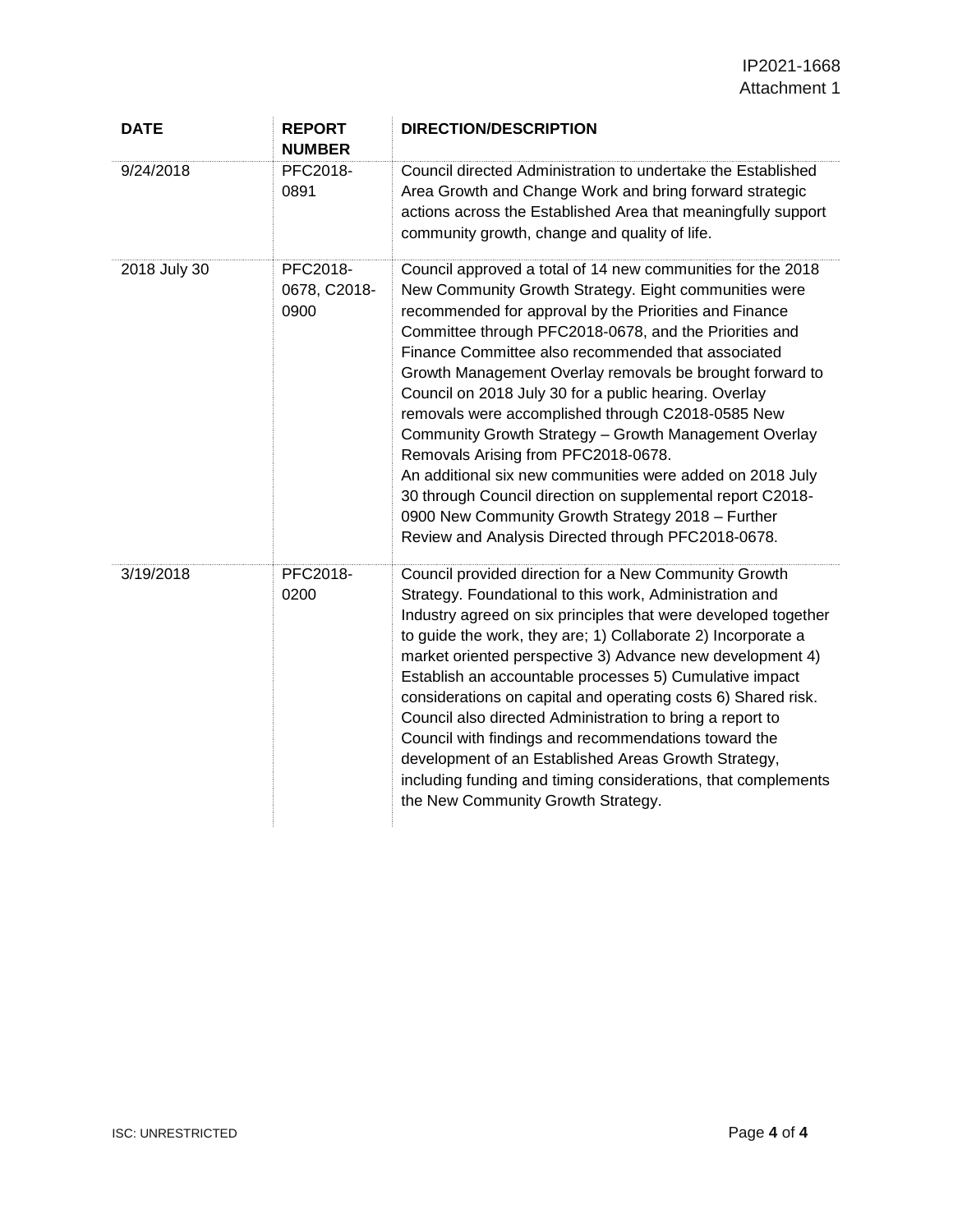IP2021-1668
Attachment 1

| DATE | REPORT NUMBER | DIRECTION/DESCRIPTION |
|---|---|---|
| 9/24/2018 | PFC2018-0891 | Council directed Administration to undertake the Established Area Growth and Change Work and bring forward strategic actions across the Established Area that meaningfully support community growth, change and quality of life. |
| 2018 July 30 | PFC2018-0678, C2018-0900 | Council approved a total of 14 new communities for the 2018 New Community Growth Strategy. Eight communities were recommended for approval by the Priorities and Finance Committee through PFC2018-0678, and the Priorities and Finance Committee also recommended that associated Growth Management Overlay removals be brought forward to Council on 2018 July 30 for a public hearing. Overlay removals were accomplished through C2018-0585 New Community Growth Strategy – Growth Management Overlay Removals Arising from PFC2018-0678. An additional six new communities were added on 2018 July 30 through Council direction on supplemental report C2018-0900 New Community Growth Strategy 2018 – Further Review and Analysis Directed through PFC2018-0678. |
| 3/19/2018 | PFC2018-0200 | Council provided direction for a New Community Growth Strategy. Foundational to this work, Administration and Industry agreed on six principles that were developed together to guide the work, they are; 1) Collaborate 2) Incorporate a market oriented perspective 3) Advance new development 4) Establish an accountable processes 5) Cumulative impact considerations on capital and operating costs 6) Shared risk. Council also directed Administration to bring a report to Council with findings and recommendations toward the development of an Established Areas Growth Strategy, including funding and timing considerations, that complements the New Community Growth Strategy. |

ISC: UNRESTRICTED